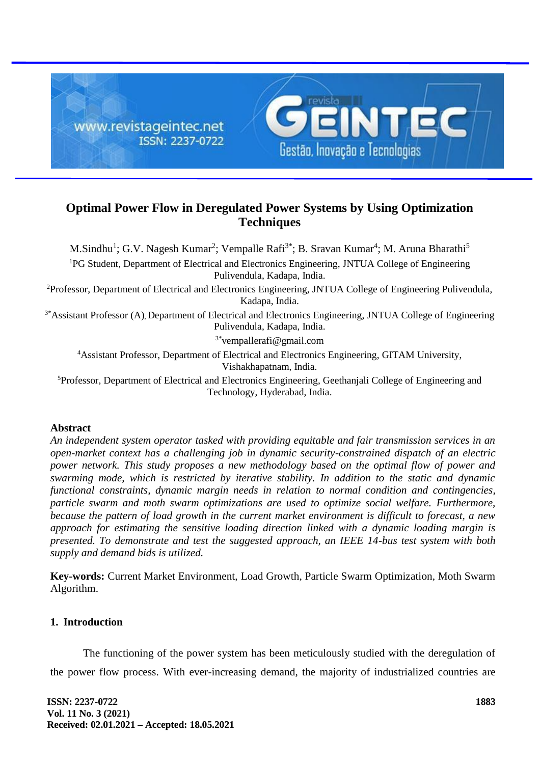# Optimal Power Flow in Deregulated Power Systems by Using Optimization Techniques

M.Sindhu[1]; G.V. Nagesh Kumar[2]; Vempalle Rafi[3*]; B. Sravan Kumar[4]; M. Aruna Bharathi[5]

[1]PG Student, Department of Electrical and Electronics Engineering, JNTUA College of Engineering Pulivendula, Kadapa, India.

[2]Professor, Department of Electrical and Electronics Engineering, JNTUA College of Engineering Pulivendula, Kadapa, India.

[3*]Assistant Professor (A), Department of Electrical and Electronics Engineering, JNTUA College of Engineering Pulivendula, Kadapa, India.

[3*]vempallerafi@gmail.com

[4]Assistant Professor, Department of Electrical and Electronics Engineering, GITAM University, Vishakhapatnam, India.

[5]Professor, Department of Electrical and Electronics Engineering, Geethanjali College of Engineering and Technology, Hyderabad, India.

## Abstract

*An independent system operator tasked with providing equitable and fair transmission services in an open-market context has a challenging job in dynamic security-constrained dispatch of an electric power network. This study proposes a new methodology based on the optimal flow of power and swarming mode, which is restricted by iterative stability. In addition to the static and dynamic functional constraints, dynamic margin needs in relation to normal condition and contingencies, particle swarm and moth swarm optimizations are used to optimize social welfare. Furthermore, because the pattern of load growth in the current market environment is difficult to forecast, a new approach for estimating the sensitive loading direction linked with a dynamic loading margin is presented. To demonstrate and test the suggested approach, an IEEE 14-bus test system with both supply and demand bids is utilized.*

**Key-words:** Current Market Environment, Load Growth, Particle Swarm Optimization, Moth Swarm Algorithm.

## 1. Introduction

The functioning of the power system has been meticulously studied with the deregulation of the power flow process. With ever-increasing demand, the majority of industrialized countries are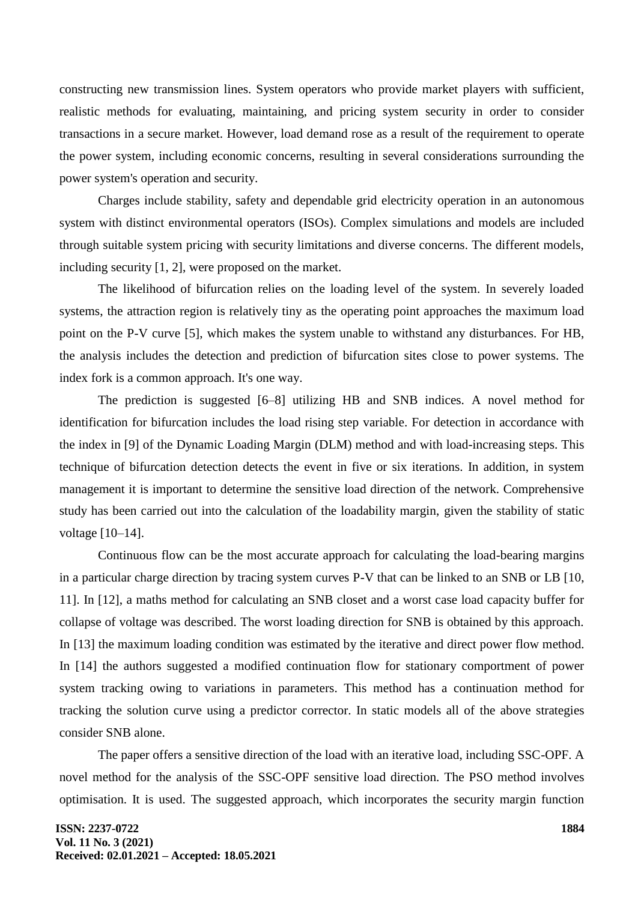constructing new transmission lines. System operators who provide market players with sufficient, realistic methods for evaluating, maintaining, and pricing system security in order to consider transactions in a secure market. However, load demand rose as a result of the requirement to operate the power system, including economic concerns, resulting in several considerations surrounding the power system's operation and security.

Charges include stability, safety and dependable grid electricity operation in an autonomous system with distinct environmental operators (ISOs). Complex simulations and models are included through suitable system pricing with security limitations and diverse concerns. The different models, including security [1, 2], were proposed on the market.

The likelihood of bifurcation relies on the loading level of the system. In severely loaded systems, the attraction region is relatively tiny as the operating point approaches the maximum load point on the P-V curve [5], which makes the system unable to withstand any disturbances. For HB, the analysis includes the detection and prediction of bifurcation sites close to power systems. The index fork is a common approach. It's one way.

The prediction is suggested [6–8] utilizing HB and SNB indices. A novel method for identification for bifurcation includes the load rising step variable. For detection in accordance with the index in [9] of the Dynamic Loading Margin (DLM) method and with load-increasing steps. This technique of bifurcation detection detects the event in five or six iterations. In addition, in system management it is important to determine the sensitive load direction of the network. Comprehensive study has been carried out into the calculation of the loadability margin, given the stability of static voltage [10–14].

Continuous flow can be the most accurate approach for calculating the load-bearing margins in a particular charge direction by tracing system curves P-V that can be linked to an SNB or LB [10, 11]. In [12], a maths method for calculating an SNB closet and a worst case load capacity buffer for collapse of voltage was described. The worst loading direction for SNB is obtained by this approach. In [13] the maximum loading condition was estimated by the iterative and direct power flow method. In [14] the authors suggested a modified continuation flow for stationary comportment of power system tracking owing to variations in parameters. This method has a continuation method for tracking the solution curve using a predictor corrector. In static models all of the above strategies consider SNB alone.

The paper offers a sensitive direction of the load with an iterative load, including SSC-OPF. A novel method for the analysis of the SSC-OPF sensitive load direction. The PSO method involves optimisation. It is used. The suggested approach, which incorporates the security margin function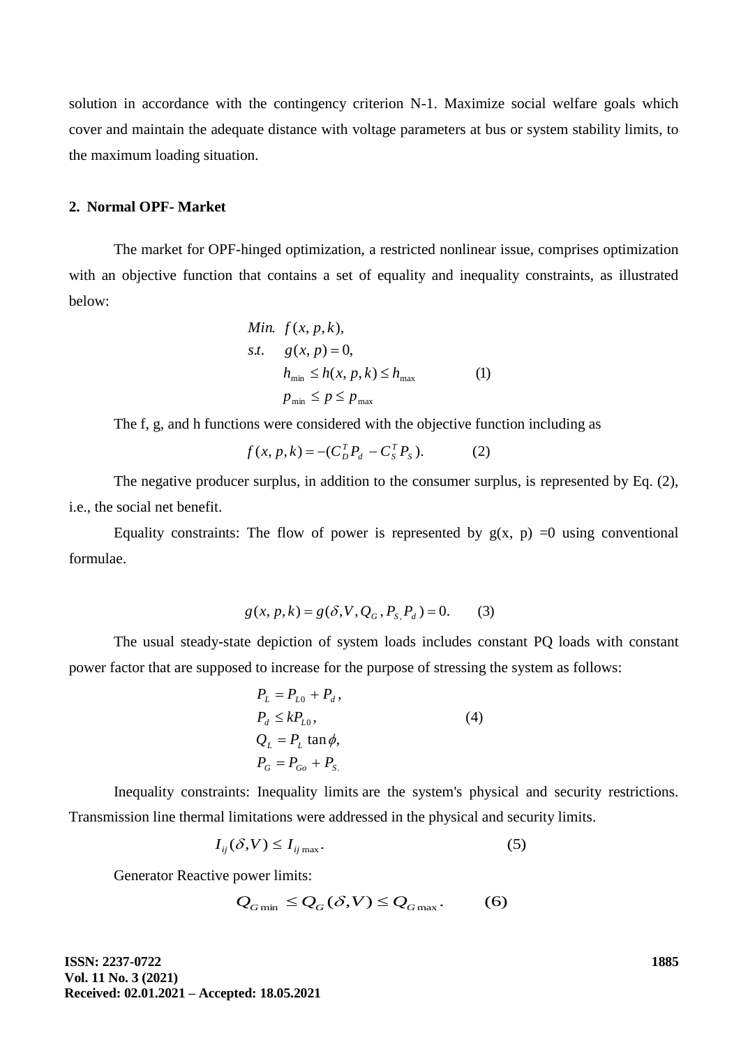solution in accordance with the contingency criterion N-1. Maximize social welfare goals which cover and maintain the adequate distance with voltage parameters at bus or system stability limits, to the maximum loading situation.

## 2. Normal OPF- Market

The market for OPF-hinged optimization, a restricted nonlinear issue, comprises optimization with an objective function that contains a set of equality and inequality constraints, as illustrated below:

$$
\begin{aligned}
&Min. \;\; f(x, p, k), \\
&s.t. \quad g(x, p) = 0, \\
&\qquad h_{\min} \leq h(x, p, k) \leq h_{\max} \\
&\qquad p_{\min} \leq p \leq p_{\max}
\end{aligned}
\tag{1}
$$

The f, g, and h functions were considered with the objective function including as

$$
f(x, p, k) = -(C_D^T P_d - C_S^T P_S). \tag{2}
$$

The negative producer surplus, in addition to the consumer surplus, is represented by Eq. (2), i.e., the social net benefit.

Equality constraints: The flow of power is represented by g(x, p) =0 using conventional formulae.

$$
g(x, p, k) = g(\delta, V, Q_G, P_{S,} P_d) = 0. \tag{3}
$$

The usual steady-state depiction of system loads includes constant PQ loads with constant power factor that are supposed to increase for the purpose of stressing the system as follows:

$$
\begin{aligned}
&P_L = P_{L0} + P_d, \\
&P_d \leq kP_{L0}, \\
&Q_L = P_L \tan\phi, \\
&P_G = P_{Go} + P_{S.}
\end{aligned}
\tag{4}
$$

Inequality constraints: Inequality limits are the system's physical and security restrictions. Transmission line thermal limitations were addressed in the physical and security limits.

$$
I_{ij}(\delta, V) \leq I_{ij\max}. \tag{5}
$$

Generator Reactive power limits:

$$
Q_{G\min} \leq Q_G(\delta, V) \leq Q_{G\max}. \tag{6}
$$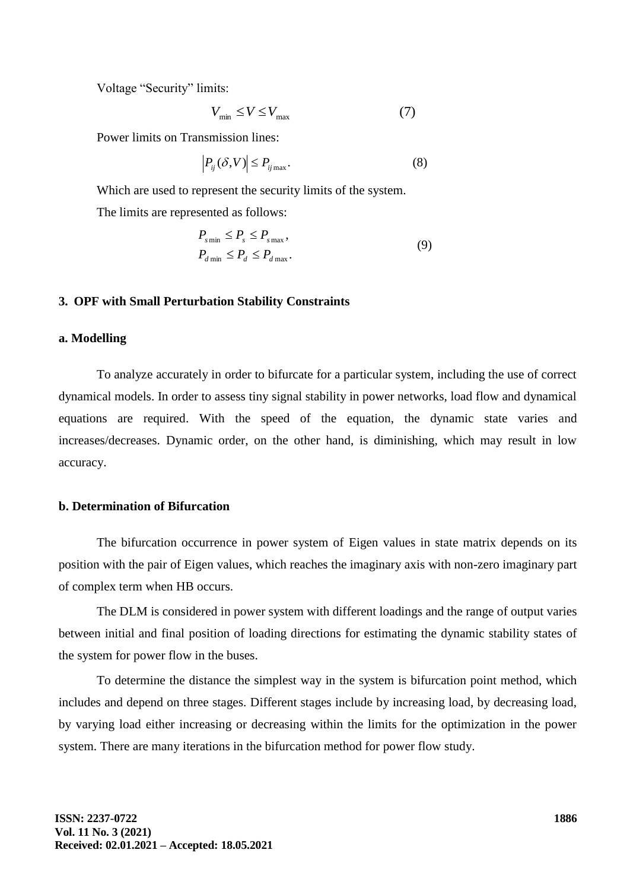Voltage "Security" limits:

$$V_{\min} \leq V \leq V_{\max} \tag{7}$$

Power limits on Transmission lines:

$$\left|P_{ij}(\delta, V)\right| \leq P_{ij\max}. \tag{8}$$

Which are used to represent the security limits of the system.

The limits are represented as follows:

$$\begin{aligned} P_{s\min} &\leq P_s \leq P_{s\max}, \\ P_{d\min} &\leq P_d \leq P_{d\max}. \end{aligned} \tag{9}$$

### 3. OPF with Small Perturbation Stability Constraints

#### a. Modelling

To analyze accurately in order to bifurcate for a particular system, including the use of correct dynamical models. In order to assess tiny signal stability in power networks, load flow and dynamical equations are required. With the speed of the equation, the dynamic state varies and increases/decreases. Dynamic order, on the other hand, is diminishing, which may result in low accuracy.

#### b. Determination of Bifurcation

The bifurcation occurrence in power system of Eigen values in state matrix depends on its position with the pair of Eigen values, which reaches the imaginary axis with non-zero imaginary part of complex term when HB occurs.

The DLM is considered in power system with different loadings and the range of output varies between initial and final position of loading directions for estimating the dynamic stability states of the system for power flow in the buses.

To determine the distance the simplest way in the system is bifurcation point method, which includes and depend on three stages. Different stages include by increasing load, by decreasing load, by varying load either increasing or decreasing within the limits for the optimization in the power system. There are many iterations in the bifurcation method for power flow study.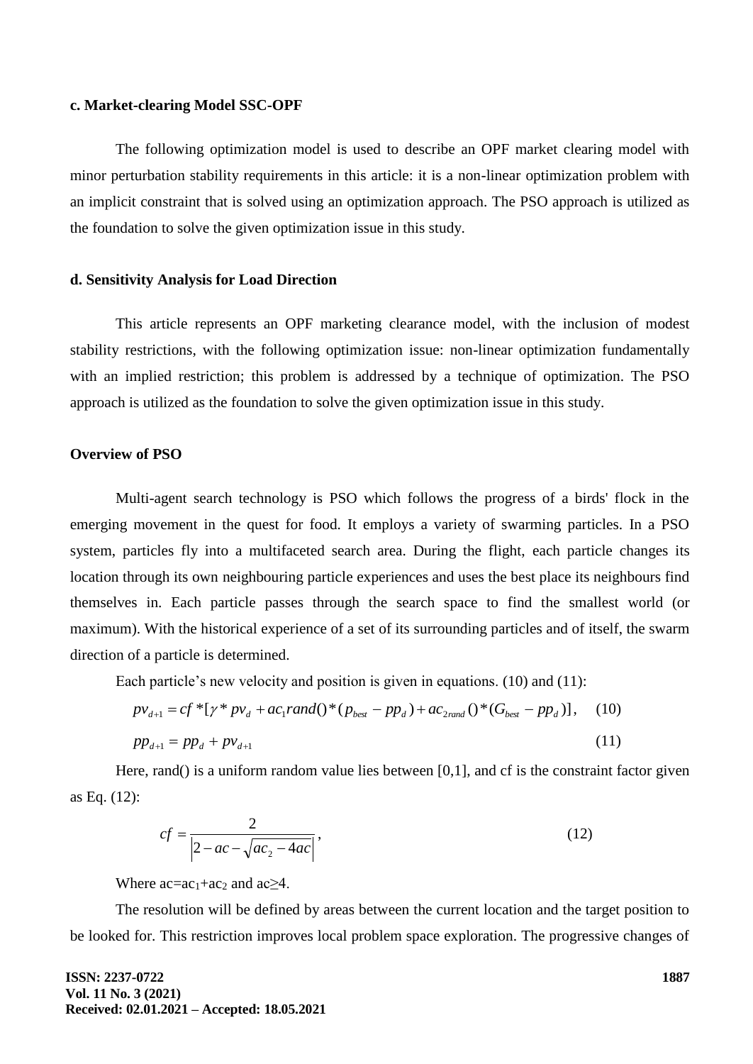### c. Market-clearing Model SSC-OPF

The following optimization model is used to describe an OPF market clearing model with minor perturbation stability requirements in this article: it is a non-linear optimization problem with an implicit constraint that is solved using an optimization approach. The PSO approach is utilized as the foundation to solve the given optimization issue in this study.

### d. Sensitivity Analysis for Load Direction

This article represents an OPF marketing clearance model, with the inclusion of modest stability restrictions, with the following optimization issue: non-linear optimization fundamentally with an implied restriction; this problem is addressed by a technique of optimization. The PSO approach is utilized as the foundation to solve the given optimization issue in this study.

### Overview of PSO

Multi-agent search technology is PSO which follows the progress of a birds' flock in the emerging movement in the quest for food. It employs a variety of swarming particles. In a PSO system, particles fly into a multifaceted search area. During the flight, each particle changes its location through its own neighbouring particle experiences and uses the best place its neighbours find themselves in. Each particle passes through the search space to find the smallest world (or maximum). With the historical experience of a set of its surrounding particles and of itself, the swarm direction of a particle is determined.

Each particle's new velocity and position is given in equations. (10) and (11):

$$pv_{d+1} = cf * [\gamma * pv_d + ac_1 rand() * (p_{best} - pp_d) + ac_{2rand}() * (G_{best} - pp_d)], \quad (10)$$

$$pp_{d+1} = pp_d + pv_{d+1} \quad (11)$$

Here, rand() is a uniform random value lies between [0,1], and cf is the constraint factor given as Eq. (12):

$$cf = \frac{2}{\left|2 - ac - \sqrt{ac_2 - 4ac}\right|}, \quad (12)$$

Where $ac = ac_1 + ac_2$ and $ac \geq 4$.

The resolution will be defined by areas between the current location and the target position to be looked for. This restriction improves local problem space exploration. The progressive changes of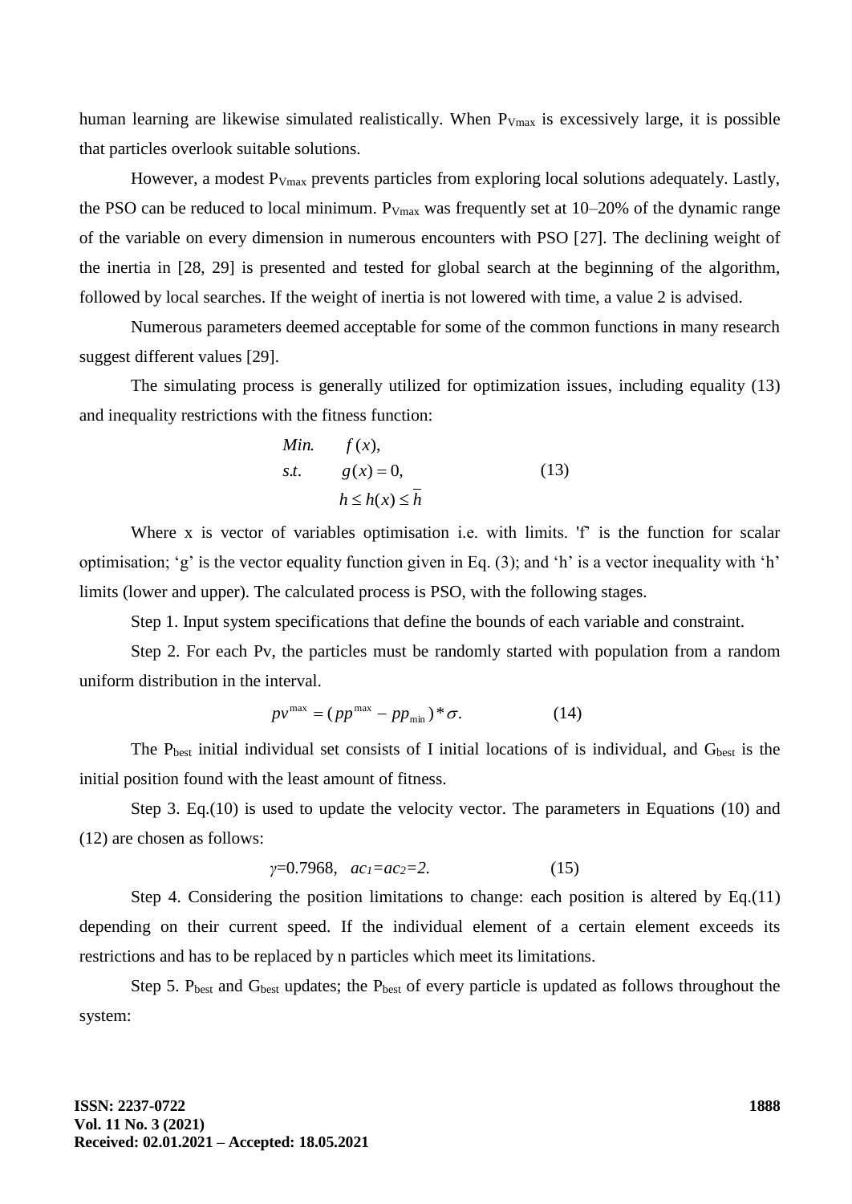human learning are likewise simulated realistically. When $P_{Vmax}$ is excessively large, it is possible that particles overlook suitable solutions.

However, a modest $P_{Vmax}$ prevents particles from exploring local solutions adequately. Lastly, the PSO can be reduced to local minimum. $P_{Vmax}$ was frequently set at 10–20% of the dynamic range of the variable on every dimension in numerous encounters with PSO [27]. The declining weight of the inertia in [28, 29] is presented and tested for global search at the beginning of the algorithm, followed by local searches. If the weight of inertia is not lowered with time, a value 2 is advised.

Numerous parameters deemed acceptable for some of the common functions in many research suggest different values [29].

The simulating process is generally utilized for optimization issues, including equality (13) and inequality restrictions with the fitness function:

$$
\begin{aligned}
&Min. \quad f(x), \\
&s.t. \quad\;\; g(x) = 0, \\
&\qquad\quad h \leq h(x) \leq \overline{h}
\end{aligned}
\tag{13}
$$

Where x is vector of variables optimisation i.e. with limits. 'f' is the function for scalar optimisation; 'g' is the vector equality function given in Eq. (3); and 'h' is a vector inequality with 'h' limits (lower and upper). The calculated process is PSO, with the following stages.

Step 1. Input system specifications that define the bounds of each variable and constraint.

Step 2. For each Pv, the particles must be randomly started with population from a random uniform distribution in the interval.

$$
pv^{\max} = (pp^{\max} - pp_{\min}) * \sigma. \tag{14}
$$

The $P_{best}$ initial individual set consists of I initial locations of is individual, and $G_{best}$ is the initial position found with the least amount of fitness.

Step 3. Eq.(10) is used to update the velocity vector. The parameters in Equations (10) and (12) are chosen as follows:

$$
\gamma = 0.7968, \quad ac_1 = ac_2 = 2. \tag{15}
$$

Step 4. Considering the position limitations to change: each position is altered by Eq.(11) depending on their current speed. If the individual element of a certain element exceeds its restrictions and has to be replaced by n particles which meet its limitations.

Step 5. $P_{best}$ and $G_{best}$ updates; the $P_{best}$ of every particle is updated as follows throughout the system: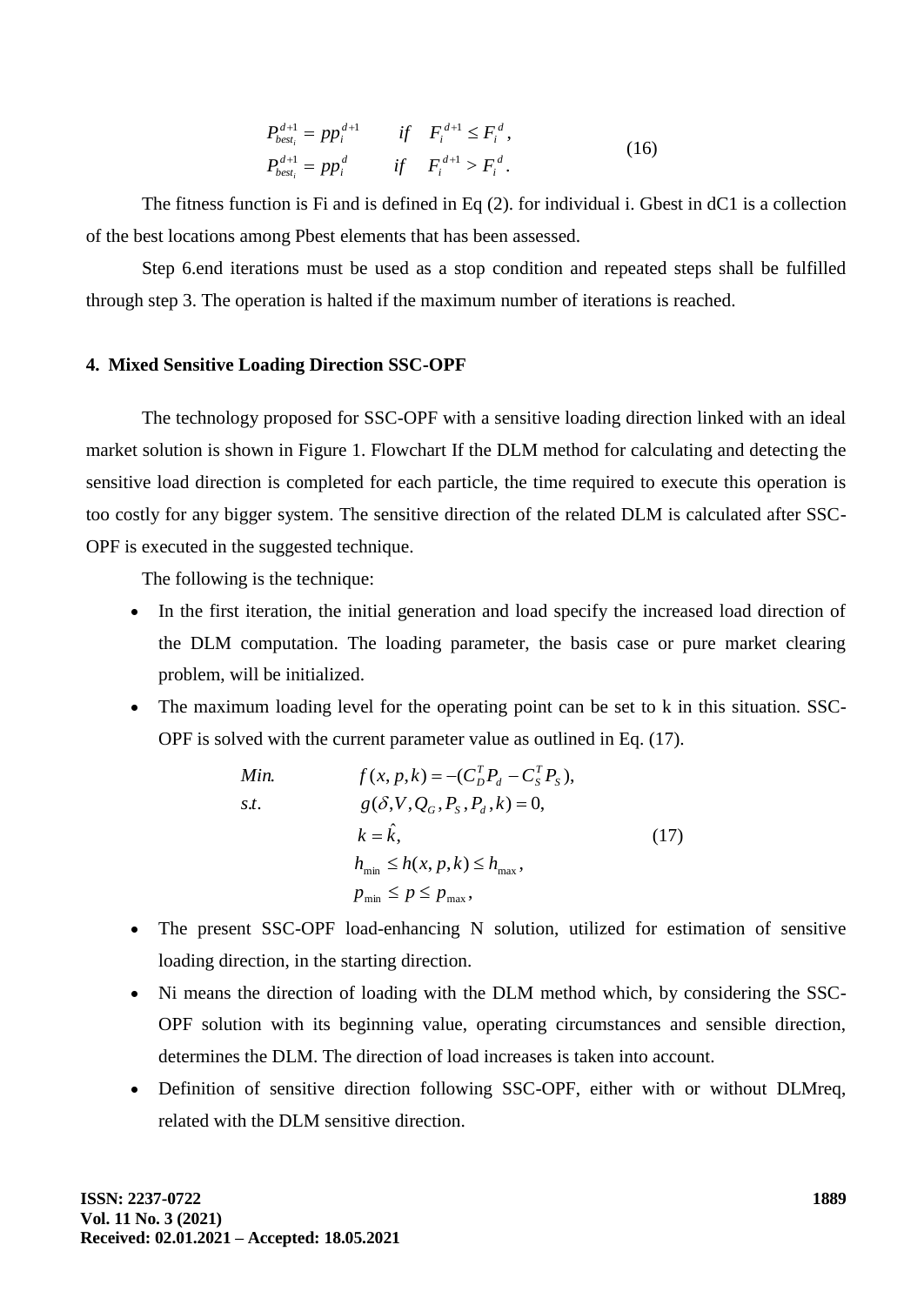$$P_{best_i}^{d+1} = pp_i^{d+1} \qquad if \quad F_i^{d+1} \le F_i^{d},$$
$$P_{best_i}^{d+1} = pp_i^{d} \qquad if \quad F_i^{d+1} > F_i^{d}. \tag{16}$$

The fitness function is Fi and is defined in Eq (2). for individual i. Gbest in dC1 is a collection of the best locations among Pbest elements that has been assessed.

Step 6.end iterations must be used as a stop condition and repeated steps shall be fulfilled through step 3. The operation is halted if the maximum number of iterations is reached.

### 4. Mixed Sensitive Loading Direction SSC-OPF

The technology proposed for SSC-OPF with a sensitive loading direction linked with an ideal market solution is shown in Figure 1. Flowchart If the DLM method for calculating and detecting the sensitive load direction is completed for each particle, the time required to execute this operation is too costly for any bigger system. The sensitive direction of the related DLM is calculated after SSC-OPF is executed in the suggested technique.

The following is the technique:

- In the first iteration, the initial generation and load specify the increased load direction of the DLM computation. The loading parameter, the basis case or pure market clearing problem, will be initialized.
- The maximum loading level for the operating point can be set to k in this situation. SSC-OPF is solved with the current parameter value as outlined in Eq. (17).

$$\begin{aligned}
Min. \qquad & f(x,p,k) = -(C_D^T P_d - C_S^T P_S), \\
s.t. \qquad & g(\delta, V, Q_G, P_S, P_d, k) = 0, \\
& k = \hat{k}, \\
& h_{\min} \le h(x,p,k) \le h_{\max}, \\
& p_{\min} \le p \le p_{\max},
\end{aligned} \tag{17}$$

- The present SSC-OPF load-enhancing N solution, utilized for estimation of sensitive loading direction, in the starting direction.
- Ni means the direction of loading with the DLM method which, by considering the SSC-OPF solution with its beginning value, operating circumstances and sensible direction, determines the DLM. The direction of load increases is taken into account.
- Definition of sensitive direction following SSC-OPF, either with or without DLMreq, related with the DLM sensitive direction.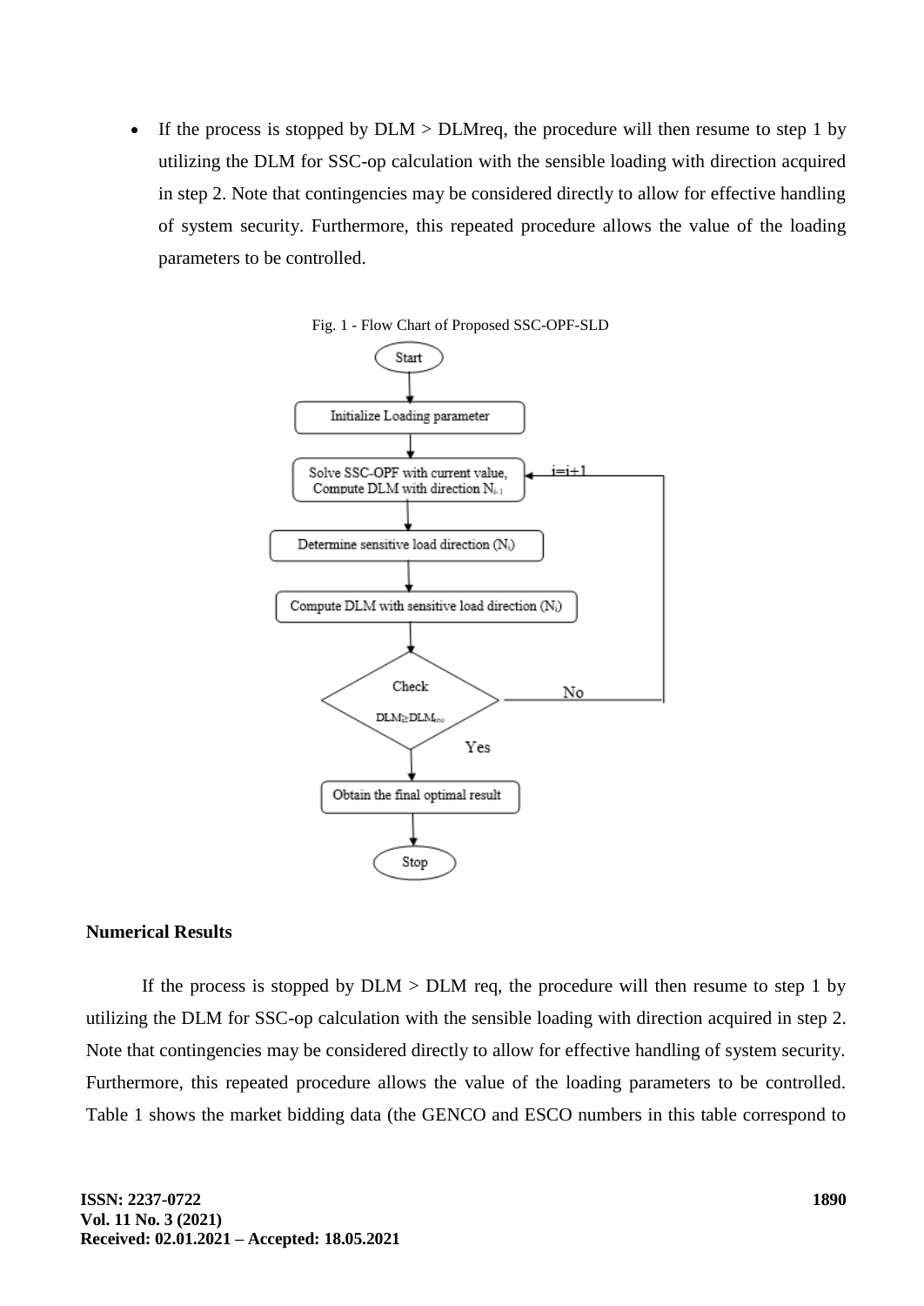- If the process is stopped by DLM > DLMreq, the procedure will then resume to step 1 by utilizing the DLM for SSC-op calculation with the sensible loading with direction acquired in step 2. Note that contingencies may be considered directly to allow for effective handling of system security. Furthermore, this repeated procedure allows the value of the loading parameters to be controlled.

Fig. 1 - Flow Chart of Proposed SSC-OPF-SLD

Start → Initialize Loading parameter → Solve SSC-OPF with current value, Compute DLM with direction $N_{i-1}$ → Determine sensitive load direction ($N_i$) → Compute DLM with sensitive load direction ($N_i$) → Check $DLM \geq DLM_{req}$ → (No: $i=i+1$, return to Solve SSC-OPF) / (Yes: Obtain the final optimal result) → Stop

**Numerical Results**

If the process is stopped by DLM > DLM req, the procedure will then resume to step 1 by utilizing the DLM for SSC-op calculation with the sensible loading with direction acquired in step 2. Note that contingencies may be considered directly to allow for effective handling of system security. Furthermore, this repeated procedure allows the value of the loading parameters to be controlled. Table 1 shows the market bidding data (the GENCO and ESCO numbers in this table correspond to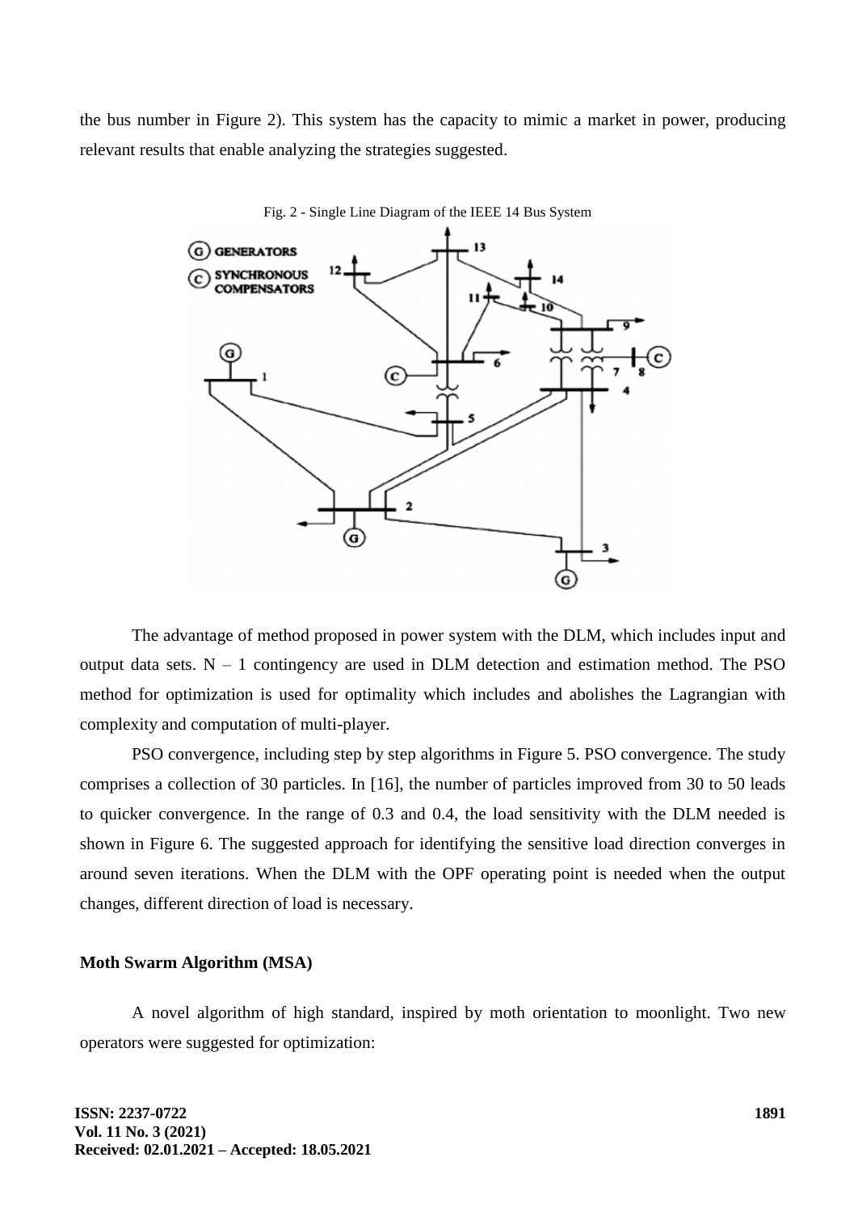the bus number in Figure 2). This system has the capacity to mimic a market in power, producing relevant results that enable analyzing the strategies suggested.

Fig. 2 - Single Line Diagram of the IEEE 14 Bus System

The advantage of method proposed in power system with the DLM, which includes input and output data sets. N – 1 contingency are used in DLM detection and estimation method. The PSO method for optimization is used for optimality which includes and abolishes the Lagrangian with complexity and computation of multi-player.

PSO convergence, including step by step algorithms in Figure 5. PSO convergence. The study comprises a collection of 30 particles. In [16], the number of particles improved from 30 to 50 leads to quicker convergence. In the range of 0.3 and 0.4, the load sensitivity with the DLM needed is shown in Figure 6. The suggested approach for identifying the sensitive load direction converges in around seven iterations. When the DLM with the OPF operating point is needed when the output changes, different direction of load is necessary.

**Moth Swarm Algorithm (MSA)**

A novel algorithm of high standard, inspired by moth orientation to moonlight. Two new operators were suggested for optimization: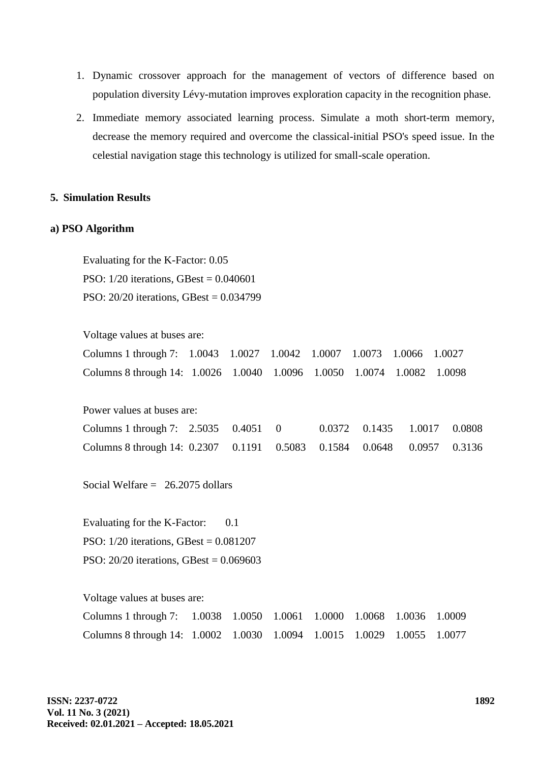1. Dynamic crossover approach for the management of vectors of difference based on population diversity Lévy-mutation improves exploration capacity in the recognition phase.
2. Immediate memory associated learning process. Simulate a moth short-term memory, decrease the memory required and overcome the classical-initial PSO's speed issue. In the celestial navigation stage this technology is utilized for small-scale operation.

## 5. Simulation Results

### a) PSO Algorithm

Evaluating for the K-Factor: 0.05
PSO: 1/20 iterations, GBest = 0.040601
PSO: 20/20 iterations, GBest = 0.034799

Voltage values at buses are:
Columns 1 through 7: 1.0043 1.0027 1.0042 1.0007 1.0073 1.0066 1.0027
Columns 8 through 14: 1.0026 1.0040 1.0096 1.0050 1.0074 1.0082 1.0098

Power values at buses are:
Columns 1 through 7: 2.5035 0.4051 0 0.0372 0.1435 1.0017 0.0808
Columns 8 through 14: 0.2307 0.1191 0.5083 0.1584 0.0648 0.0957 0.3136

Social Welfare = 26.2075 dollars

Evaluating for the K-Factor: 0.1
PSO: 1/20 iterations, GBest = 0.081207
PSO: 20/20 iterations, GBest = 0.069603

Voltage values at buses are:
Columns 1 through 7: 1.0038 1.0050 1.0061 1.0000 1.0068 1.0036 1.0009
Columns 8 through 14: 1.0002 1.0030 1.0094 1.0015 1.0029 1.0055 1.0077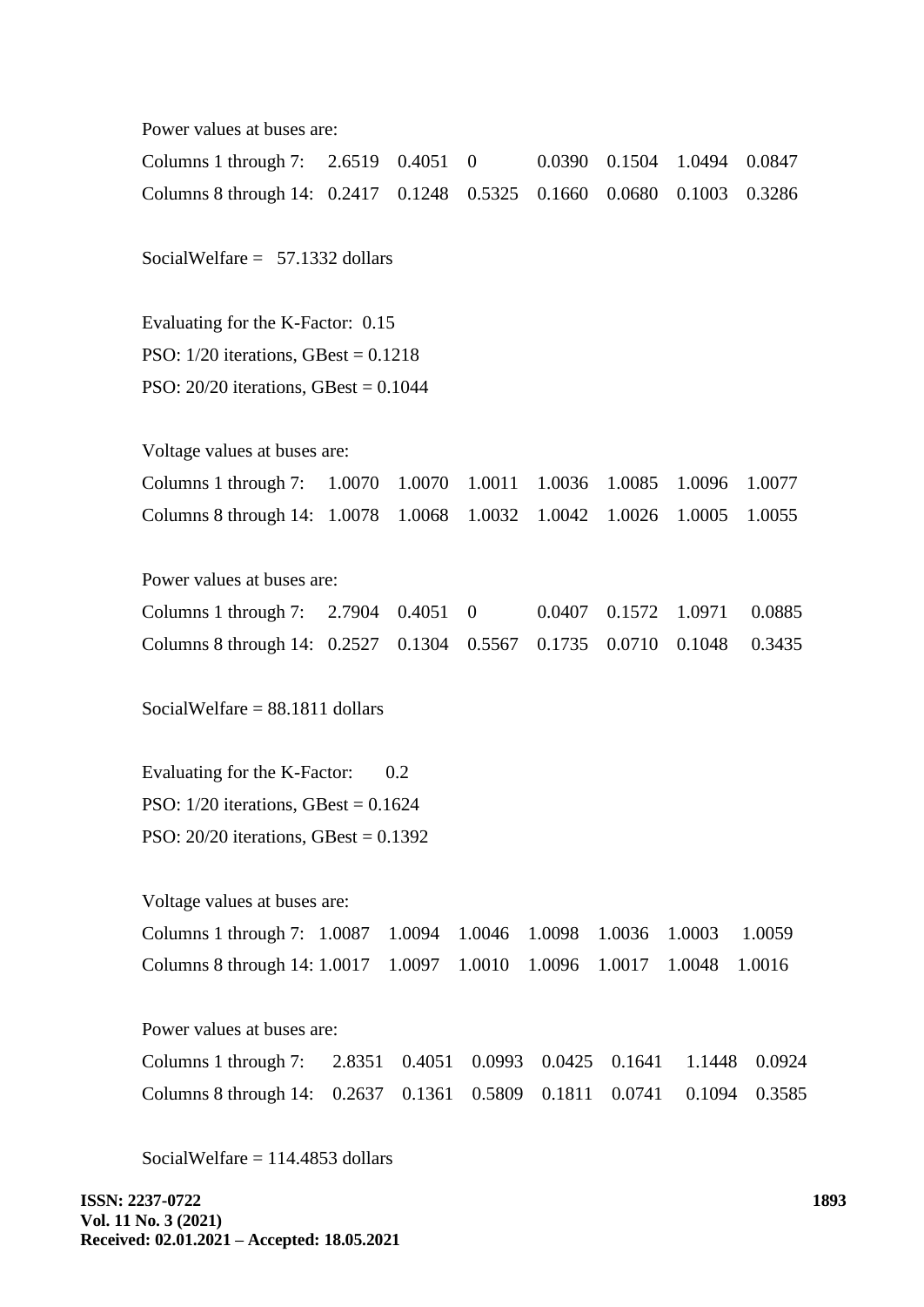Power values at buses are:

Columns 1 through 7:   2.6519   0.4051   0   0.0390   0.1504   1.0494   0.0847

Columns 8 through 14:   0.2417   0.1248   0.5325   0.1660   0.0680   0.1003   0.3286

SocialWelfare =   57.1332 dollars

Evaluating for the K-Factor:  0.15

PSO: 1/20 iterations, GBest = 0.1218

PSO: 20/20 iterations, GBest = 0.1044

Voltage values at buses are:

Columns 1 through 7:   1.0070   1.0070   1.0011   1.0036   1.0085   1.0096   1.0077

Columns 8 through 14:   1.0078   1.0068   1.0032   1.0042   1.0026   1.0005   1.0055

Power values at buses are:

Columns 1 through 7:   2.7904   0.4051   0   0.0407   0.1572   1.0971   0.0885

Columns 8 through 14:   0.2527   0.1304   0.5567   0.1735   0.0710   0.1048   0.3435

SocialWelfare = 88.1811 dollars

Evaluating for the K-Factor:   0.2

PSO: 1/20 iterations, GBest = 0.1624

PSO: 20/20 iterations, GBest = 0.1392

Voltage values at buses are:

Columns 1 through 7:   1.0087   1.0094   1.0046   1.0098   1.0036   1.0003   1.0059

Columns 8 through 14:   1.0017   1.0097   1.0010   1.0096   1.0017   1.0048   1.0016

Power values at buses are:

Columns 1 through 7:   2.8351   0.4051   0.0993   0.0425   0.1641   1.1448   0.0924

Columns 8 through 14:   0.2637   0.1361   0.5809   0.1811   0.0741   0.1094   0.3585

SocialWelfare = 114.4853 dollars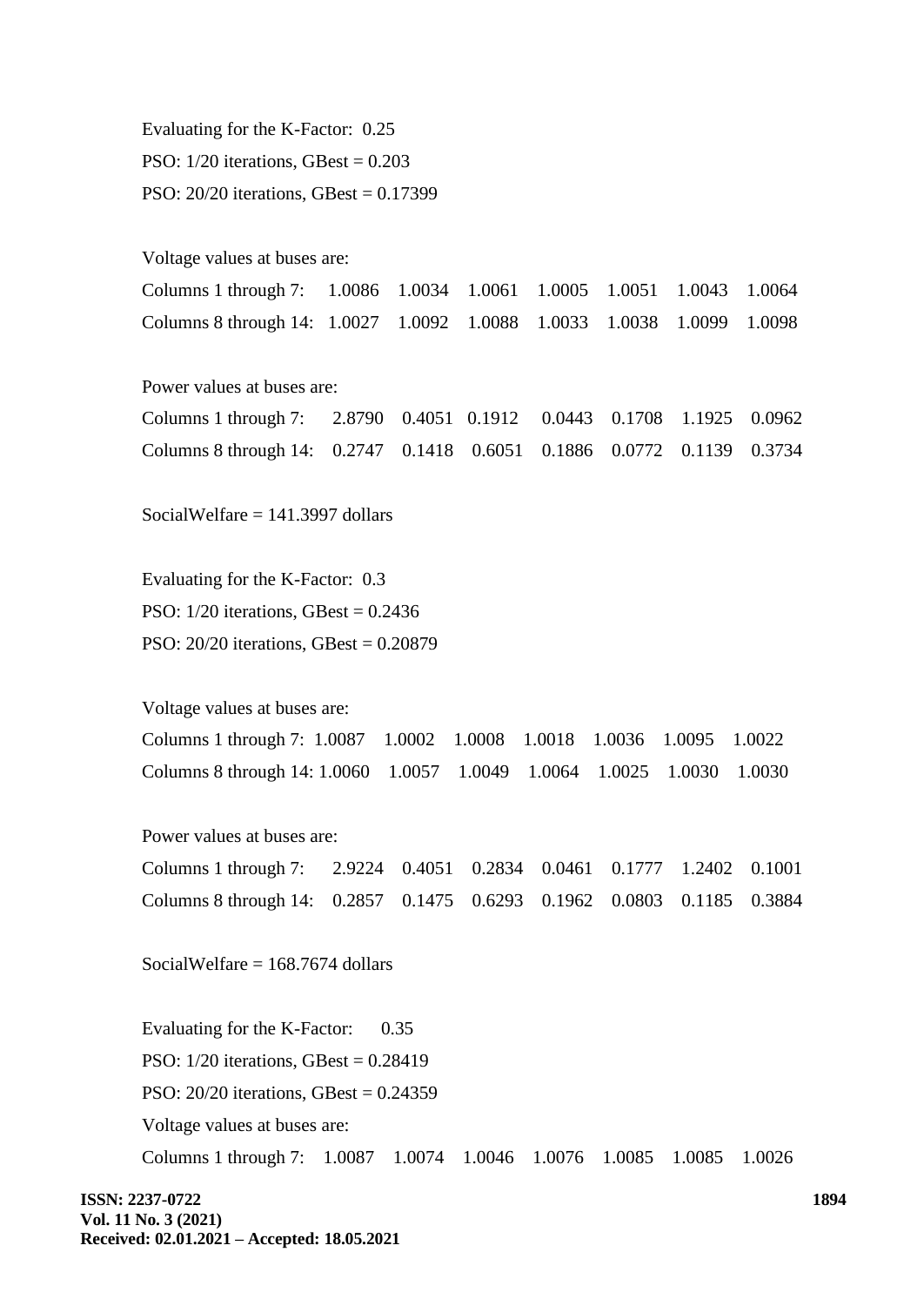Evaluating for the K-Factor: 0.25

PSO: 1/20 iterations, GBest = 0.203

PSO: 20/20 iterations, GBest = 0.17399

Voltage values at buses are:

Columns 1 through 7: 1.0086 1.0034 1.0061 1.0005 1.0051 1.0043 1.0064

Columns 8 through 14: 1.0027 1.0092 1.0088 1.0033 1.0038 1.0099 1.0098

Power values at buses are:

Columns 1 through 7: 2.8790 0.4051 0.1912 0.0443 0.1708 1.1925 0.0962

Columns 8 through 14: 0.2747 0.1418 0.6051 0.1886 0.0772 0.1139 0.3734

SocialWelfare = 141.3997 dollars

Evaluating for the K-Factor: 0.3

PSO: 1/20 iterations, GBest = 0.2436

PSO: 20/20 iterations, GBest = 0.20879

Voltage values at buses are:

Columns 1 through 7: 1.0087 1.0002 1.0008 1.0018 1.0036 1.0095 1.0022

Columns 8 through 14: 1.0060 1.0057 1.0049 1.0064 1.0025 1.0030 1.0030

Power values at buses are:

Columns 1 through 7: 2.9224 0.4051 0.2834 0.0461 0.1777 1.2402 0.1001

Columns 8 through 14: 0.2857 0.1475 0.6293 0.1962 0.0803 0.1185 0.3884

SocialWelfare = 168.7674 dollars

Evaluating for the K-Factor: 0.35

PSO: 1/20 iterations, GBest = 0.28419

PSO: 20/20 iterations, GBest = 0.24359

Voltage values at buses are:

Columns 1 through 7: 1.0087 1.0074 1.0046 1.0076 1.0085 1.0085 1.0026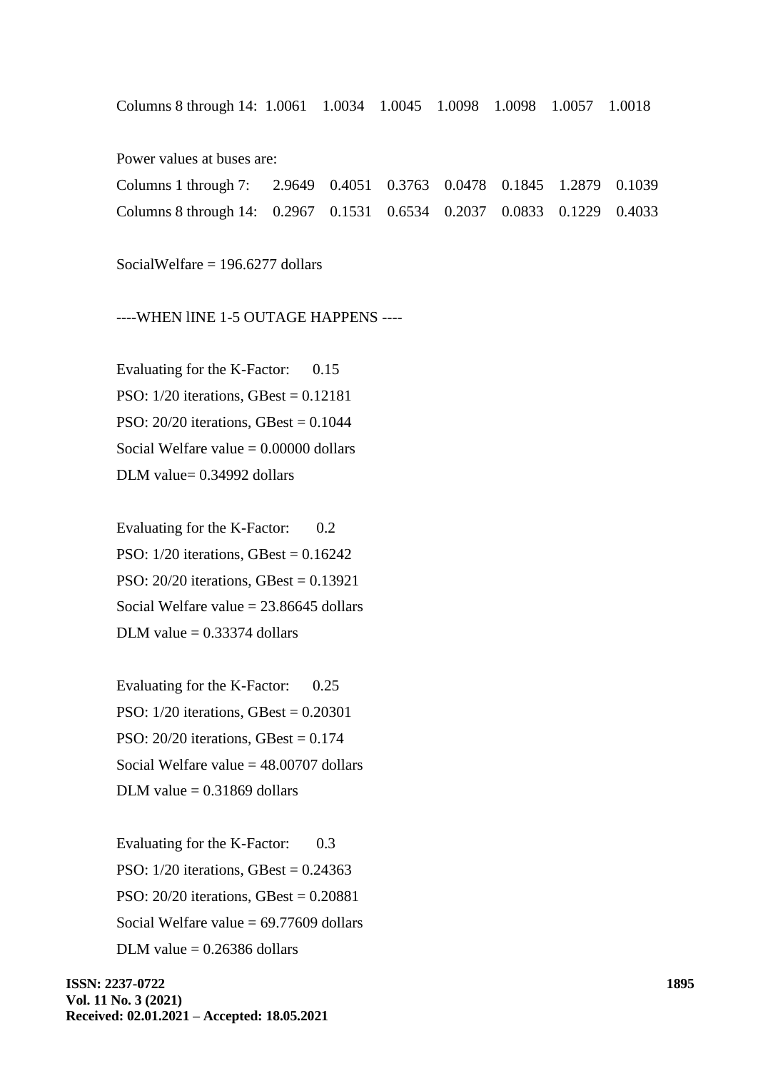Columns 8 through 14: 1.0061 1.0034 1.0045 1.0098 1.0098 1.0057 1.0018

Power values at buses are:

Columns 1 through 7: 2.9649 0.4051 0.3763 0.0478 0.1845 1.2879 0.1039

Columns 8 through 14: 0.2967 0.1531 0.6534 0.2037 0.0833 0.1229 0.4033

SocialWelfare = 196.6277 dollars

----WHEN lINE 1-5 OUTAGE HAPPENS ----

Evaluating for the K-Factor: 0.15

PSO: 1/20 iterations, GBest = 0.12181

PSO: 20/20 iterations, GBest = 0.1044

Social Welfare value = 0.00000 dollars

DLM value= 0.34992 dollars

Evaluating for the K-Factor: 0.2

PSO: 1/20 iterations, GBest = 0.16242

PSO: 20/20 iterations, GBest = 0.13921

Social Welfare value = 23.86645 dollars

DLM value = 0.33374 dollars

Evaluating for the K-Factor: 0.25

PSO: 1/20 iterations, GBest = 0.20301

PSO: 20/20 iterations, GBest = 0.174

Social Welfare value = 48.00707 dollars

DLM value = 0.31869 dollars

Evaluating for the K-Factor: 0.3

PSO: 1/20 iterations, GBest = 0.24363

PSO: 20/20 iterations, GBest = 0.20881

Social Welfare value = 69.77609 dollars

DLM value = 0.26386 dollars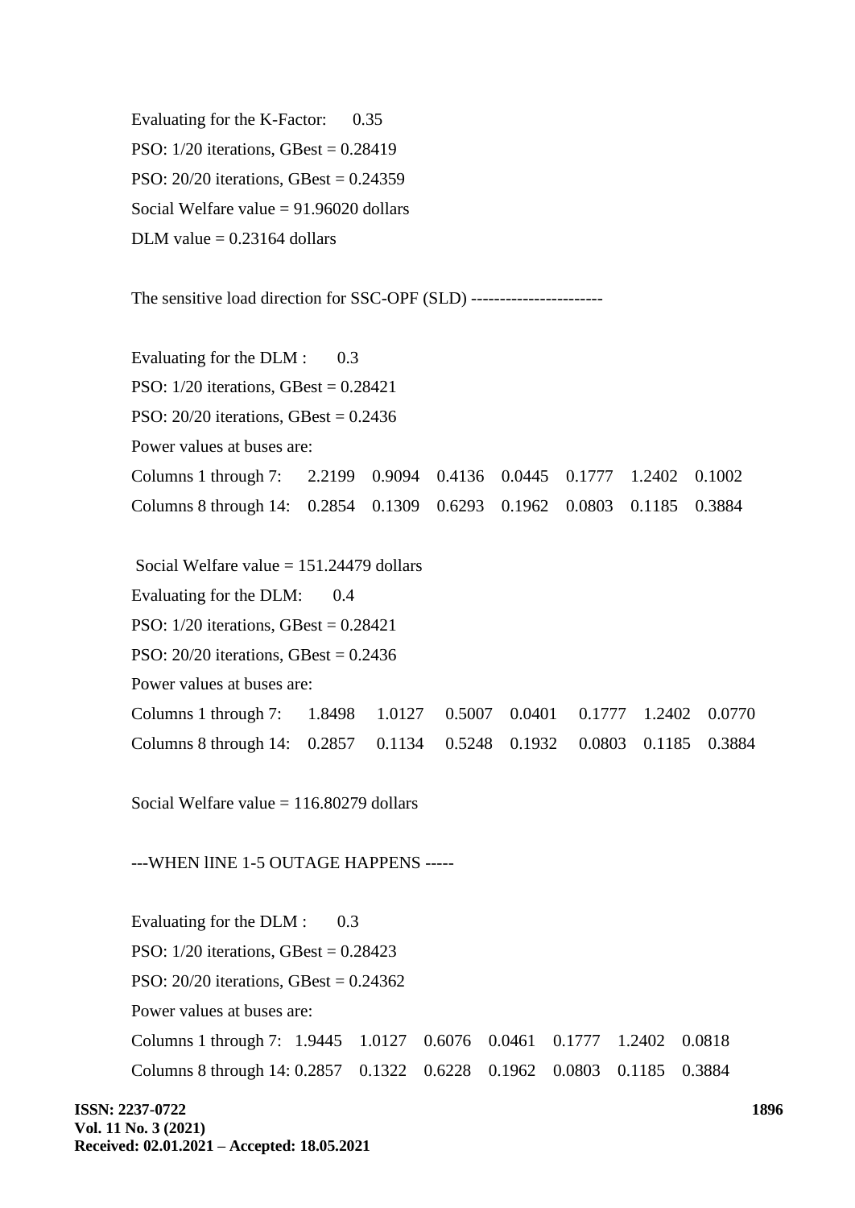Evaluating for the K-Factor: 0.35

PSO: 1/20 iterations, GBest = 0.28419

PSO: 20/20 iterations, GBest = 0.24359

Social Welfare value = 91.96020 dollars

DLM value = 0.23164 dollars

The sensitive load direction for SSC-OPF (SLD) -----------------------

Evaluating for the DLM : 0.3

PSO: 1/20 iterations, GBest = 0.28421

PSO: 20/20 iterations, GBest = 0.2436

Power values at buses are:

Columns 1 through 7: 2.2199 0.9094 0.4136 0.0445 0.1777 1.2402 0.1002

Columns 8 through 14: 0.2854 0.1309 0.6293 0.1962 0.0803 0.1185 0.3884

Social Welfare value = 151.24479 dollars

Evaluating for the DLM: 0.4

PSO: 1/20 iterations, GBest = 0.28421

PSO: 20/20 iterations, GBest = 0.2436

Power values at buses are:

Columns 1 through 7: 1.8498 1.0127 0.5007 0.0401 0.1777 1.2402 0.0770

Columns 8 through 14: 0.2857 0.1134 0.5248 0.1932 0.0803 0.1185 0.3884

Social Welfare value = 116.80279 dollars

---WHEN lINE 1-5 OUTAGE HAPPENS -----

Evaluating for the DLM : 0.3

PSO: 1/20 iterations, GBest = 0.28423

PSO: 20/20 iterations, GBest = 0.24362

Power values at buses are:

Columns 1 through 7: 1.9445 1.0127 0.6076 0.0461 0.1777 1.2402 0.0818

Columns 8 through 14: 0.2857 0.1322 0.6228 0.1962 0.0803 0.1185 0.3884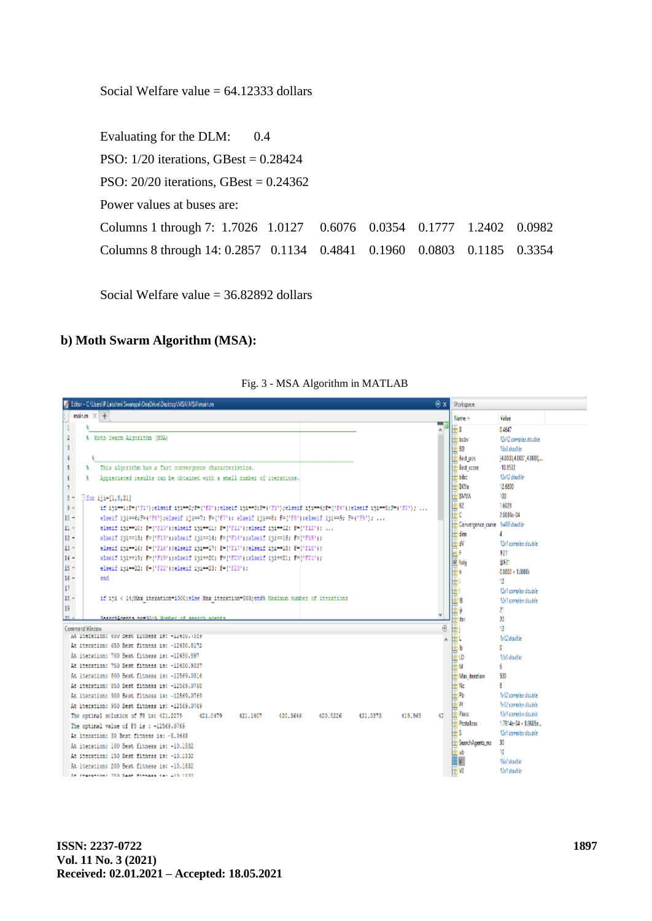Social Welfare value = 64.12333 dollars

Evaluating for the DLM: 0.4

PSO: 1/20 iterations, GBest = 0.28424

PSO: 20/20 iterations, GBest = 0.24362

Power values at buses are:

Columns 1 through 7: 1.7026 1.0127 0.6076 0.0354 0.1777 1.2402 0.0982

Columns 8 through 14: 0.2857 0.1134 0.4841 0.1960 0.0803 0.1185 0.3354

Social Welfare value = 36.82892 dollars

**b) Moth Swarm Algorithm (MSA):**

Fig. 3 - MSA Algorithm in MATLAB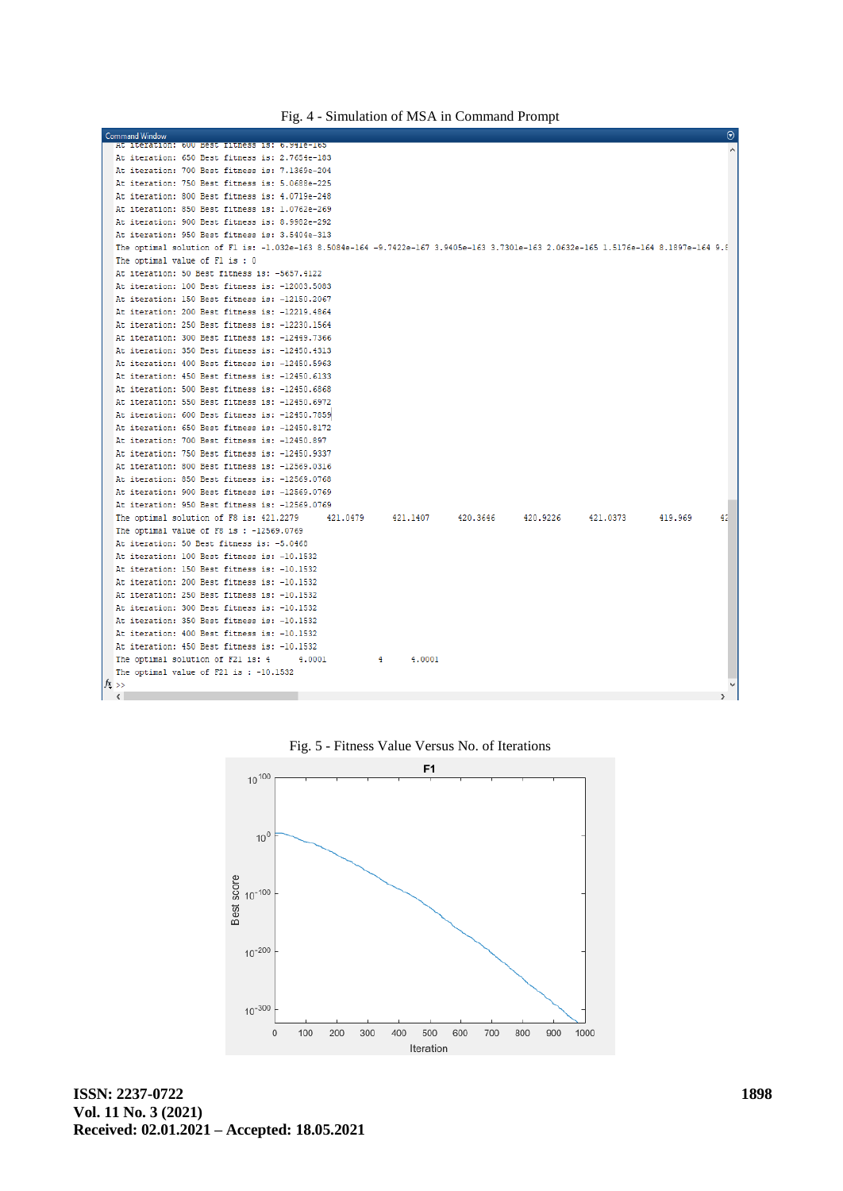Fig. 4 - Simulation of MSA in Command Prompt

```
Command Window
  At iteration: 600 Best fitness is: 6.9418e-165
  At iteration: 650 Best fitness is: 2.7654e-183
  At iteration: 700 Best fitness is: 7.1369e-204
  At iteration: 750 Best fitness is: 5.0688e-225
  At iteration: 800 Best fitness is: 4.0719e-248
  At iteration: 850 Best fitness is: 1.0762e-269
  At iteration: 900 Best fitness is: 8.9902e-292
  At iteration: 950 Best fitness is: 3.5404e-313
  The optimal solution of F1 is: -1.032e-163 8.5084e-164 -9.7422e-167 3.9405e-163 3.7301e-163 2.0632e-165 1.5176e-164 8.1897e-164 9.8
  The optimal value of F1 is : 0
  At iteration: 50 Best fitness is: -5657.4122
  At iteration: 100 Best fitness is: -12003.5083
  At iteration: 150 Best fitness is: -12150.2067
  At iteration: 200 Best fitness is: -12219.4864
  At iteration: 250 Best fitness is: -12230.1564
  At iteration: 300 Best fitness is: -12449.7366
  At iteration: 350 Best fitness is: -12450.4313
  At iteration: 400 Best fitness is: -12450.5963
  At iteration: 450 Best fitness is: -12450.6133
  At iteration: 500 Best fitness is: -12450.6868
  At iteration: 550 Best fitness is: -12450.6972
  At iteration: 600 Best fitness is: -12450.7859
  At iteration: 650 Best fitness is: -12450.8172
  At iteration: 700 Best fitness is: -12450.897
  At iteration: 750 Best fitness is: -12450.9337
  At iteration: 800 Best fitness is: -12569.0316
  At iteration: 850 Best fitness is: -12569.0768
  At iteration: 900 Best fitness is: -12569.0769
  At iteration: 950 Best fitness is: -12569.0769
  The optimal solution of F8 is: 421.2279      421.0479      421.1407      420.3646      420.9226      421.0373      419.969      42
  The optimal value of F8 is : -12569.0769
  At iteration: 50 Best fitness is: -5.0468
  At iteration: 100 Best fitness is: -10.1532
  At iteration: 150 Best fitness is: -10.1532
  At iteration: 200 Best fitness is: -10.1532
  At iteration: 250 Best fitness is: -10.1532
  At iteration: 300 Best fitness is: -10.1532
  At iteration: 350 Best fitness is: -10.1532
  At iteration: 400 Best fitness is: -10.1532
  At iteration: 450 Best fitness is: -10.1532
  The optimal solution of F21 is: 4      4.0001      4      4.0001
  The optimal value of F21 is : -10.1532
fx >>
```

Fig. 5 - Fitness Value Versus No. of Iterations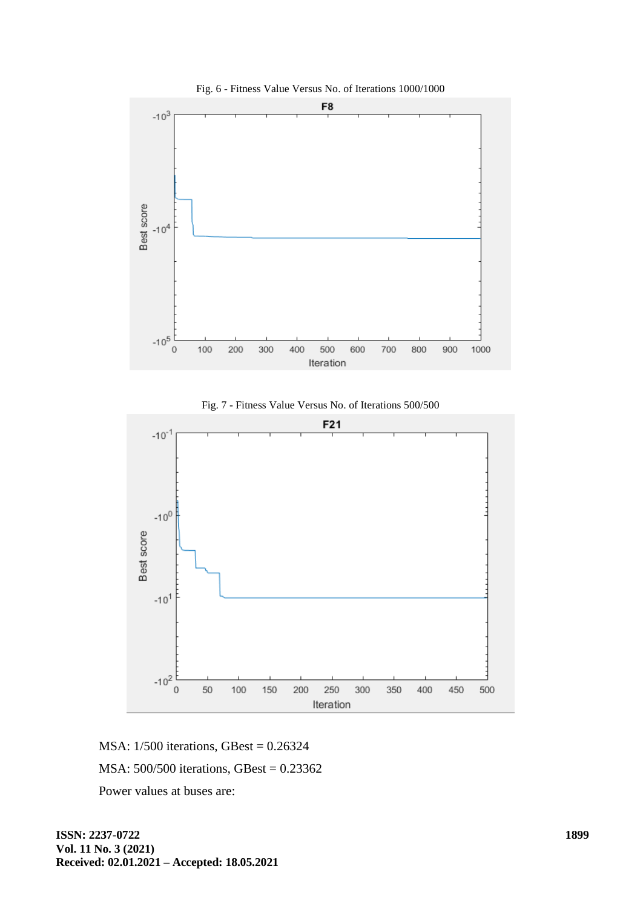Fig. 6 - Fitness Value Versus No. of Iterations 1000/1000

Fig. 7 - Fitness Value Versus No. of Iterations 500/500

MSA: 1/500 iterations, GBest = 0.26324

MSA: 500/500 iterations, GBest = 0.23362

Power values at buses are: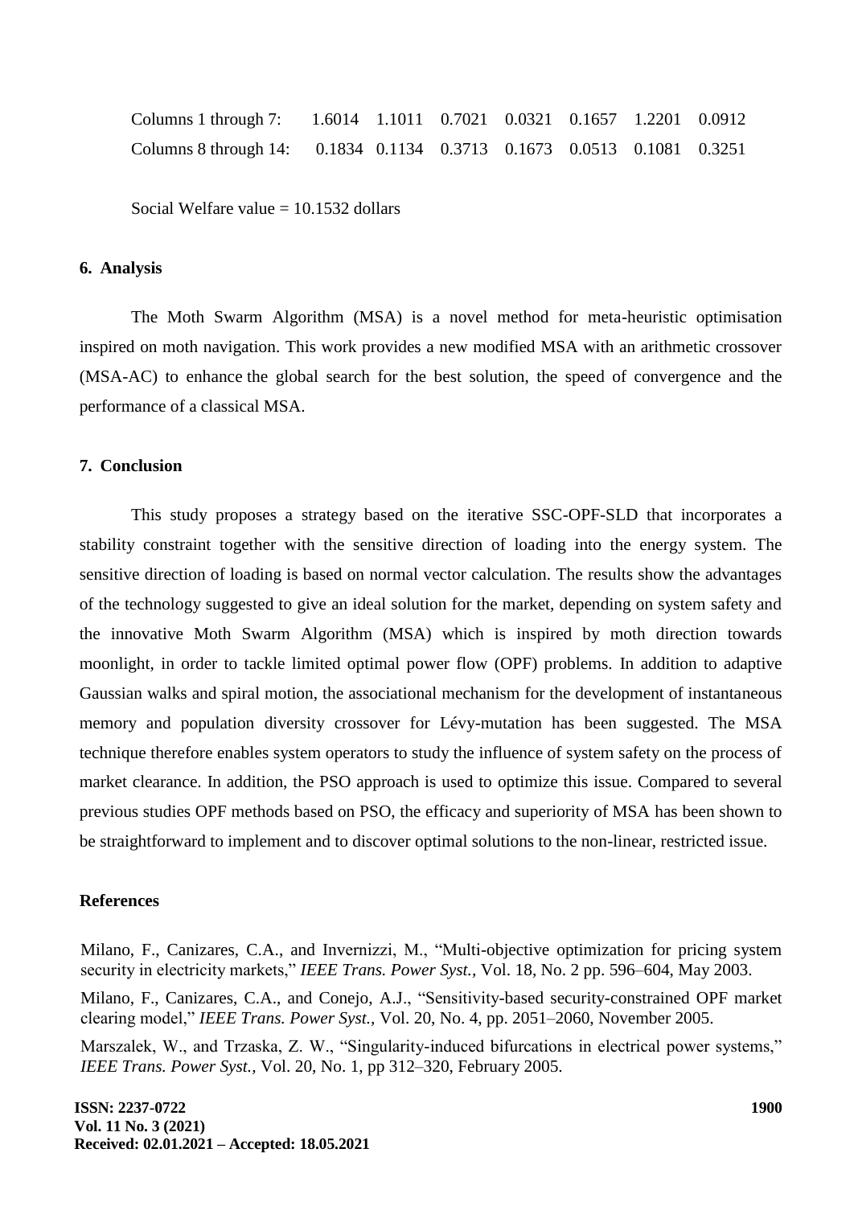Columns 1 through 7: 1.6014 1.1011 0.7021 0.0321 0.1657 1.2201 0.0912

Columns 8 through 14: 0.1834 0.1134 0.3713 0.1673 0.0513 0.1081 0.3251

Social Welfare value = 10.1532 dollars

## 6. Analysis

The Moth Swarm Algorithm (MSA) is a novel method for meta-heuristic optimisation inspired on moth navigation. This work provides a new modified MSA with an arithmetic crossover (MSA-AC) to enhance the global search for the best solution, the speed of convergence and the performance of a classical MSA.

## 7. Conclusion

This study proposes a strategy based on the iterative SSC-OPF-SLD that incorporates a stability constraint together with the sensitive direction of loading into the energy system. The sensitive direction of loading is based on normal vector calculation. The results show the advantages of the technology suggested to give an ideal solution for the market, depending on system safety and the innovative Moth Swarm Algorithm (MSA) which is inspired by moth direction towards moonlight, in order to tackle limited optimal power flow (OPF) problems. In addition to adaptive Gaussian walks and spiral motion, the associational mechanism for the development of instantaneous memory and population diversity crossover for Lévy-mutation has been suggested. The MSA technique therefore enables system operators to study the influence of system safety on the process of market clearance. In addition, the PSO approach is used to optimize this issue. Compared to several previous studies OPF methods based on PSO, the efficacy and superiority of MSA has been shown to be straightforward to implement and to discover optimal solutions to the non-linear, restricted issue.

## References

Milano, F., Canizares, C.A., and Invernizzi, M., "Multi-objective optimization for pricing system security in electricity markets," *IEEE Trans. Power Syst.*, Vol. 18, No. 2 pp. 596–604, May 2003.

Milano, F., Canizares, C.A., and Conejo, A.J., "Sensitivity-based security-constrained OPF market clearing model," *IEEE Trans. Power Syst.*, Vol. 20, No. 4, pp. 2051–2060, November 2005.

Marszalek, W., and Trzaska, Z. W., "Singularity-induced bifurcations in electrical power systems," *IEEE Trans. Power Syst.*, Vol. 20, No. 1, pp 312–320, February 2005.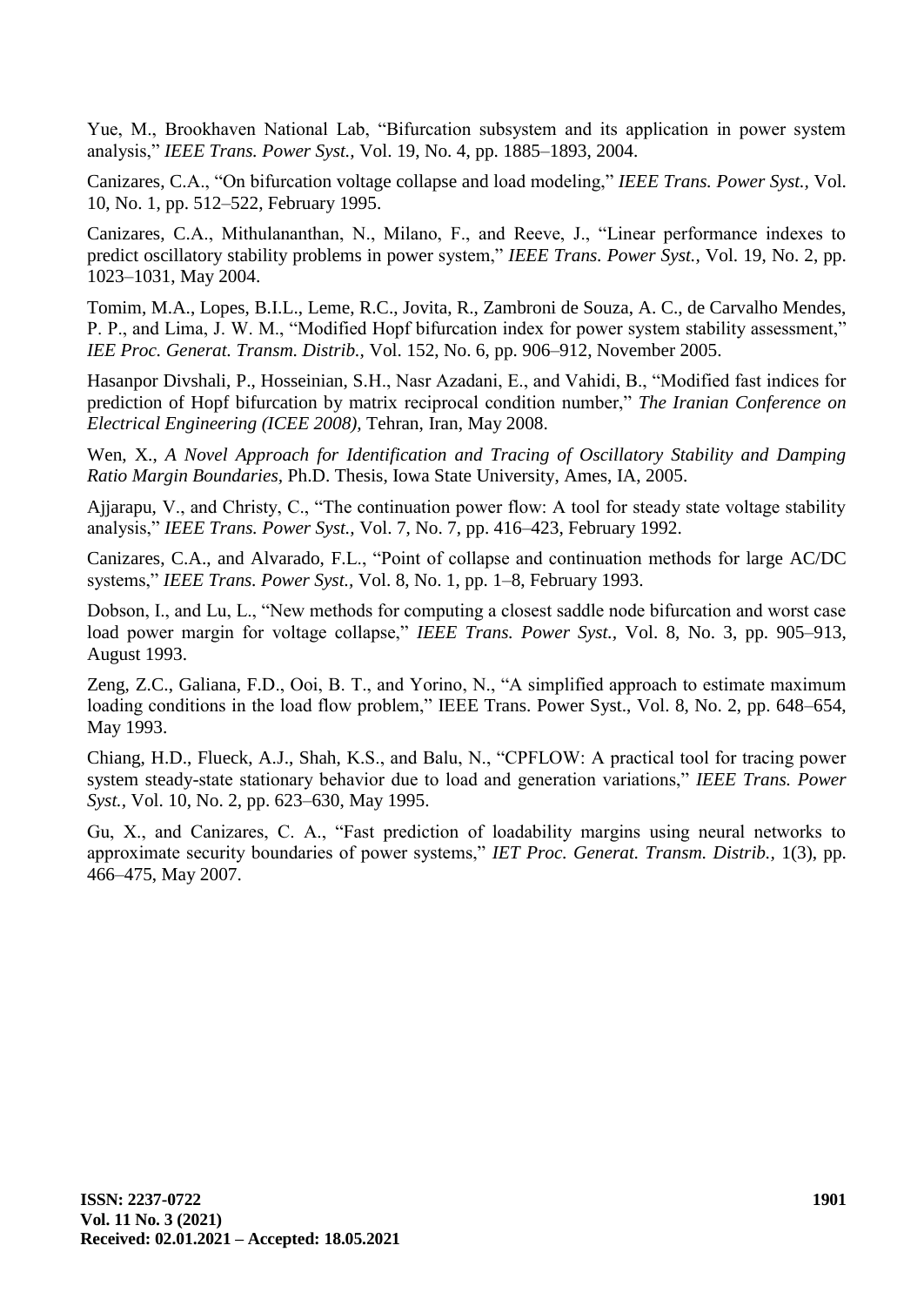Yue, M., Brookhaven National Lab, "Bifurcation subsystem and its application in power system analysis," *IEEE Trans. Power Syst.*, Vol. 19, No. 4, pp. 1885–1893, 2004.

Canizares, C.A., "On bifurcation voltage collapse and load modeling," *IEEE Trans. Power Syst.,* Vol. 10, No. 1, pp. 512–522, February 1995.

Canizares, C.A., Mithulananthan, N., Milano, F., and Reeve, J., "Linear performance indexes to predict oscillatory stability problems in power system," *IEEE Trans. Power Syst.,* Vol. 19, No. 2, pp. 1023–1031, May 2004.

Tomim, M.A., Lopes, B.I.L., Leme, R.C., Jovita, R., Zambroni de Souza, A. C., de Carvalho Mendes, P. P., and Lima, J. W. M., "Modified Hopf bifurcation index for power system stability assessment," *IEE Proc. Generat. Transm. Distrib.,* Vol. 152, No. 6, pp. 906–912, November 2005.

Hasanpor Divshali, P., Hosseinian, S.H., Nasr Azadani, E., and Vahidi, B., "Modified fast indices for prediction of Hopf bifurcation by matrix reciprocal condition number," *The Iranian Conference on Electrical Engineering (ICEE 2008),* Tehran, Iran, May 2008.

Wen, X., *A Novel Approach for Identification and Tracing of Oscillatory Stability and Damping Ratio Margin Boundaries,* Ph.D. Thesis, Iowa State University, Ames, IA, 2005.

Ajjarapu, V., and Christy, C., "The continuation power flow: A tool for steady state voltage stability analysis," *IEEE Trans. Power Syst.,* Vol. 7, No. 7, pp. 416–423, February 1992.

Canizares, C.A., and Alvarado, F.L., "Point of collapse and continuation methods for large AC/DC systems," *IEEE Trans. Power Syst.,* Vol. 8, No. 1, pp. 1–8, February 1993.

Dobson, I., and Lu, L., "New methods for computing a closest saddle node bifurcation and worst case load power margin for voltage collapse," *IEEE Trans. Power Syst.,* Vol. 8, No. 3, pp. 905–913, August 1993.

Zeng, Z.C., Galiana, F.D., Ooi, B. T., and Yorino, N., "A simplified approach to estimate maximum loading conditions in the load flow problem," IEEE Trans. Power Syst., Vol. 8, No. 2, pp. 648–654, May 1993.

Chiang, H.D., Flueck, A.J., Shah, K.S., and Balu, N., "CPFLOW: A practical tool for tracing power system steady-state stationary behavior due to load and generation variations," *IEEE Trans. Power Syst.,* Vol. 10, No. 2, pp. 623–630, May 1995.

Gu, X., and Canizares, C. A., "Fast prediction of loadability margins using neural networks to approximate security boundaries of power systems," *IET Proc. Generat. Transm. Distrib.,* 1(3), pp. 466–475, May 2007.